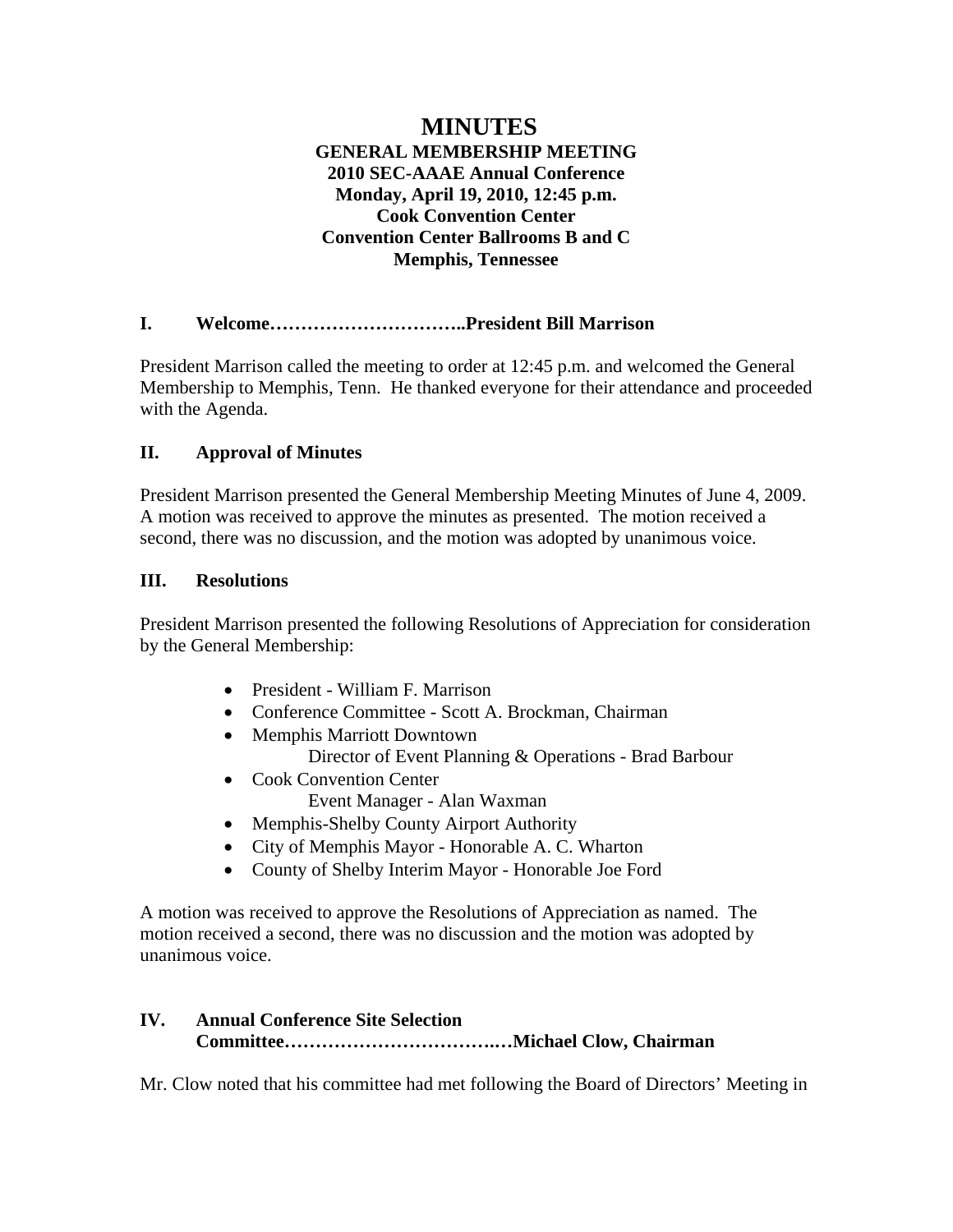# MINUTES

**GENERAL MEMBERSHIP MEETING**
**2010 SEC-AAAE Annual Conference**
**Monday, April 19, 2010, 12:45 p.m.**
**Cook Convention Center**
**Convention Center Ballrooms B and C**
**Memphis, Tennessee**

## I. Welcome…………………………..President Bill Marrison

President Marrison called the meeting to order at 12:45 p.m. and welcomed the General Membership to Memphis, Tenn. He thanked everyone for their attendance and proceeded with the Agenda.

## II. Approval of Minutes

President Marrison presented the General Membership Meeting Minutes of June 4, 2009. A motion was received to approve the minutes as presented. The motion received a second, there was no discussion, and the motion was adopted by unanimous voice.

## III. Resolutions

President Marrison presented the following Resolutions of Appreciation for consideration by the General Membership:

- President - William F. Marrison
- Conference Committee - Scott A. Brockman, Chairman
- Memphis Marriott Downtown
  Director of Event Planning & Operations - Brad Barbour
- Cook Convention Center
  Event Manager - Alan Waxman
- Memphis-Shelby County Airport Authority
- City of Memphis Mayor - Honorable A. C. Wharton
- County of Shelby Interim Mayor - Honorable Joe Ford

A motion was received to approve the Resolutions of Appreciation as named. The motion received a second, there was no discussion and the motion was adopted by unanimous voice.

## IV. Annual Conference Site Selection Committee……………………………..…Michael Clow, Chairman

Mr. Clow noted that his committee had met following the Board of Directors' Meeting in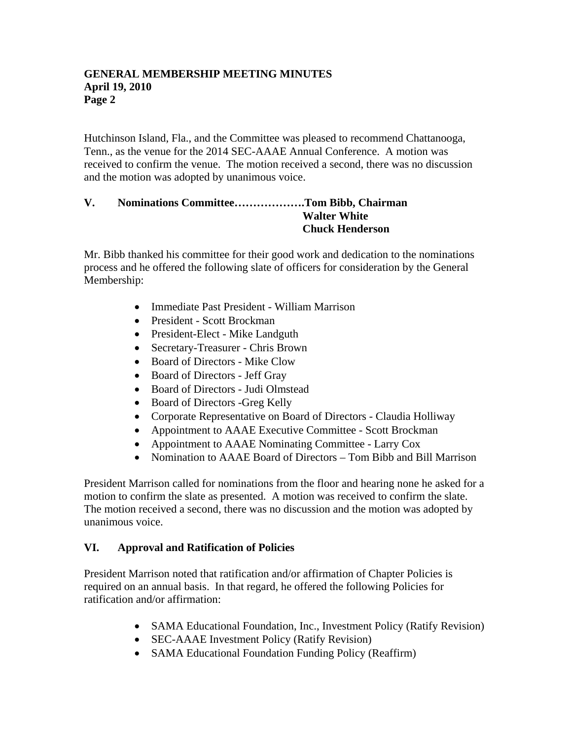Hutchinson Island, Fla., and the Committee was pleased to recommend Chattanooga, Tenn., as the venue for the 2014 SEC-AAAE Annual Conference. A motion was received to confirm the venue. The motion received a second, there was no discussion and the motion was adopted by unanimous voice.

## V. Nominations Committee……………….Tom Bibb, Chairman
**Walter White**
**Chuck Henderson**

Mr. Bibb thanked his committee for their good work and dedication to the nominations process and he offered the following slate of officers for consideration by the General Membership:

- Immediate Past President - William Marrison
- President - Scott Brockman
- President-Elect - Mike Landguth
- Secretary-Treasurer - Chris Brown
- Board of Directors - Mike Clow
- Board of Directors - Jeff Gray
- Board of Directors - Judi Olmstead
- Board of Directors -Greg Kelly
- Corporate Representative on Board of Directors - Claudia Holliway
- Appointment to AAAE Executive Committee - Scott Brockman
- Appointment to AAAE Nominating Committee - Larry Cox
- Nomination to AAAE Board of Directors – Tom Bibb and Bill Marrison

President Marrison called for nominations from the floor and hearing none he asked for a motion to confirm the slate as presented. A motion was received to confirm the slate. The motion received a second, there was no discussion and the motion was adopted by unanimous voice.

## VI. Approval and Ratification of Policies

President Marrison noted that ratification and/or affirmation of Chapter Policies is required on an annual basis. In that regard, he offered the following Policies for ratification and/or affirmation:

- SAMA Educational Foundation, Inc., Investment Policy (Ratify Revision)
- SEC-AAAE Investment Policy (Ratify Revision)
- SAMA Educational Foundation Funding Policy (Reaffirm)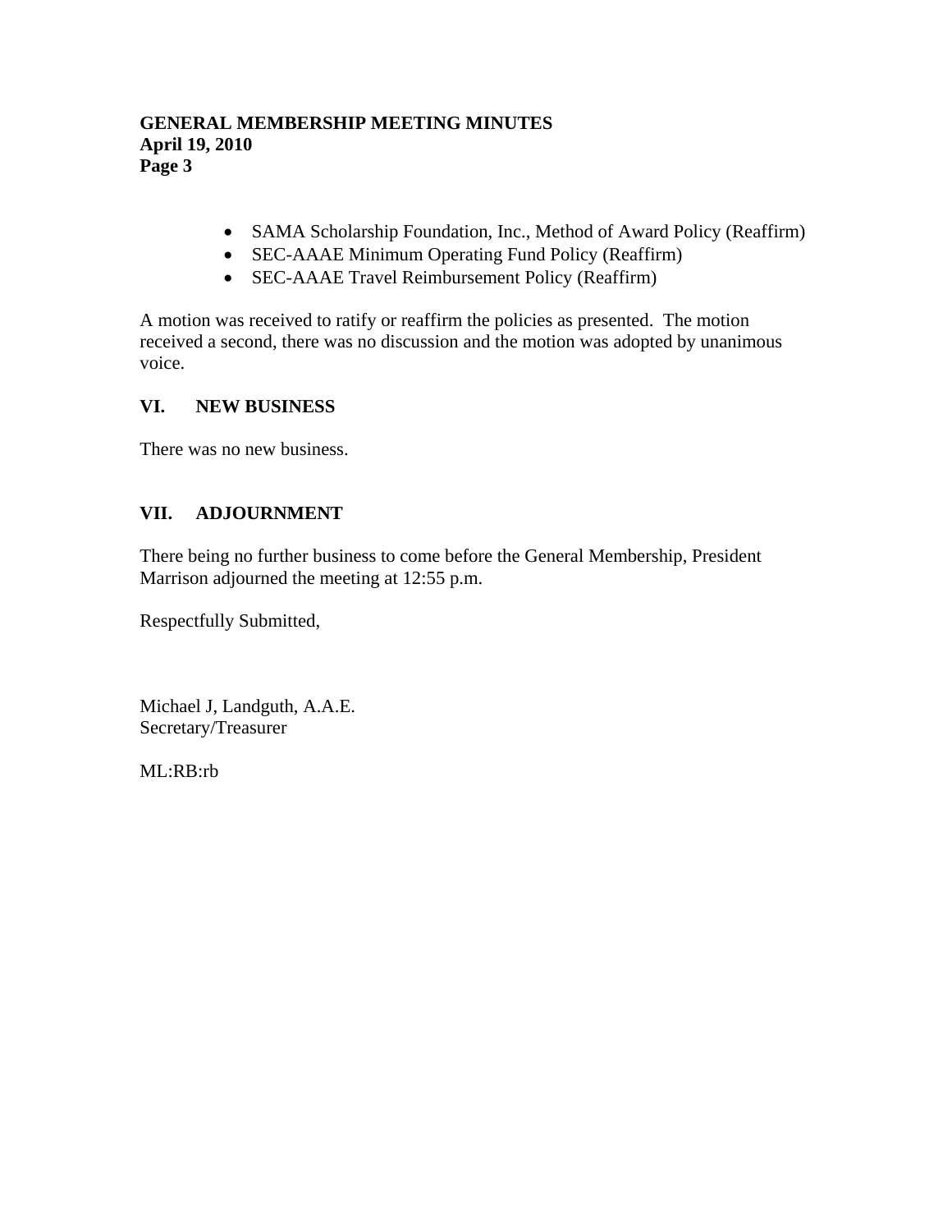- SAMA Scholarship Foundation, Inc., Method of Award Policy (Reaffirm)
- SEC-AAAE Minimum Operating Fund Policy (Reaffirm)
- SEC-AAAE Travel Reimbursement Policy (Reaffirm)

A motion was received to ratify or reaffirm the policies as presented. The motion received a second, there was no discussion and the motion was adopted by unanimous voice.

## VI. NEW BUSINESS

There was no new business.

## VII. ADJOURNMENT

There being no further business to come before the General Membership, President Marrison adjourned the meeting at 12:55 p.m.

Respectfully Submitted,

Michael J, Landguth, A.A.E.
Secretary/Treasurer

ML:RB:rb